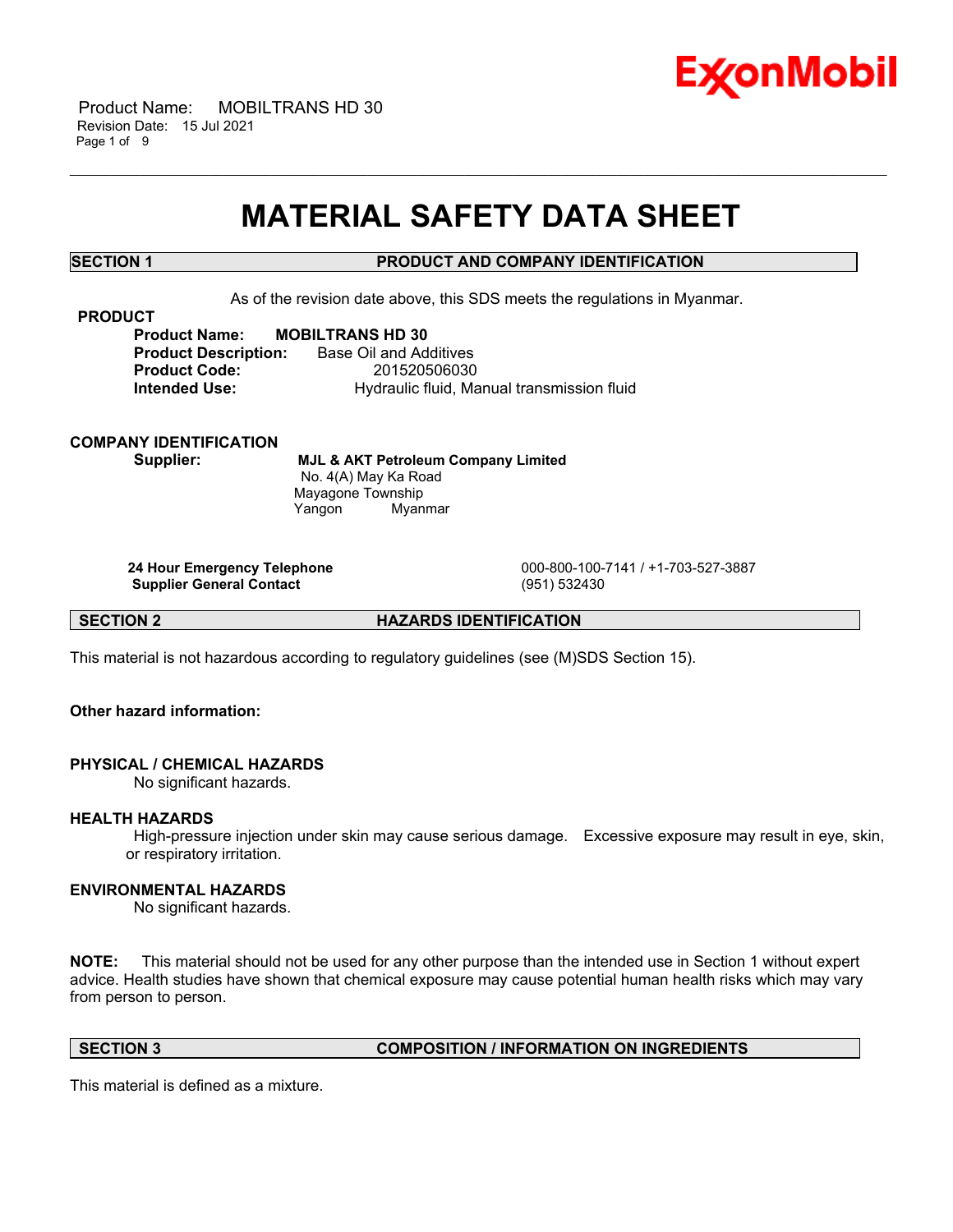# MATERIAL SAFETY DATA SHEET

## SECTION 1 PRODUCT AND COMPANY IDENTIFICATION

As of the revision date above, this SDS meets the regulations in Myanmar.

**PRODUCT**

**Product Name:** **MOBILTRANS HD 30**
**Product Description:** Base Oil and Additives
**Product Code:** 201520506030
**Intended Use:** Hydraulic fluid, Manual transmission fluid

**COMPANY IDENTIFICATION**

**Supplier:** **MJL & AKT Petroleum Company Limited**
No. 4(A) May Ka Road
Mayagone Township
Yangon Myanmar

**24 Hour Emergency Telephone** 000-800-100-7141 / +1-703-527-3887
**Supplier General Contact** (951) 532430

## SECTION 2 HAZARDS IDENTIFICATION

This material is not hazardous according to regulatory guidelines (see (M)SDS Section 15).

**Other hazard information:**

**PHYSICAL / CHEMICAL HAZARDS**

No significant hazards.

**HEALTH HAZARDS**

High-pressure injection under skin may cause serious damage. Excessive exposure may result in eye, skin, or respiratory irritation.

**ENVIRONMENTAL HAZARDS**

No significant hazards.

**NOTE:** This material should not be used for any other purpose than the intended use in Section 1 without expert advice. Health studies have shown that chemical exposure may cause potential human health risks which may vary from person to person.

## SECTION 3 COMPOSITION / INFORMATION ON INGREDIENTS

This material is defined as a mixture.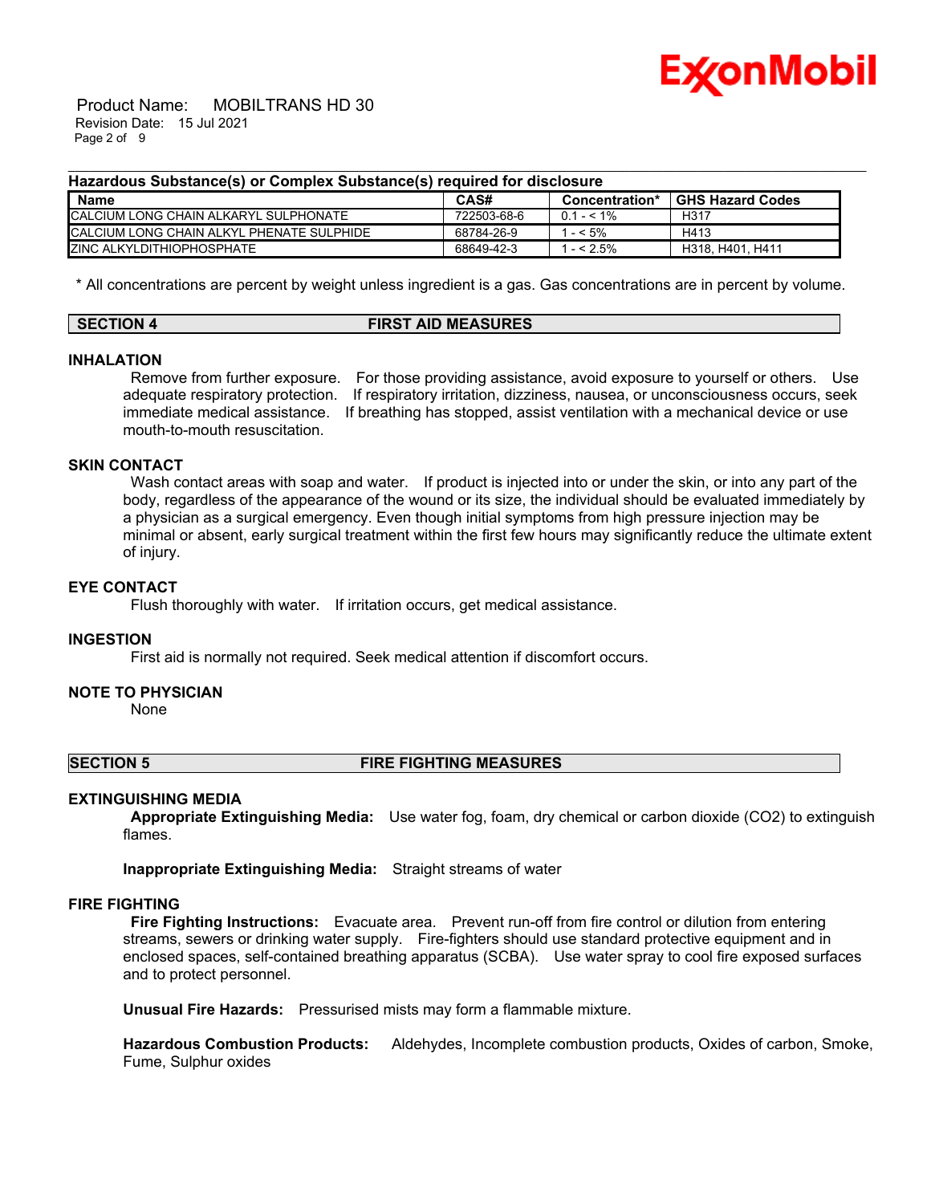**Hazardous Substance(s) or Complex Substance(s) required for disclosure**

| Name | CAS# | Concentration* | GHS Hazard Codes |
|---|---|---|---|
| CALCIUM LONG CHAIN ALKARYL SULPHONATE | 722503-68-6 | 0.1 - < 1% | H317 |
| CALCIUM LONG CHAIN ALKYL PHENATE SULPHIDE | 68784-26-9 | 1 - < 5% | H413 |
| ZINC ALKYLDITHIOPHOSPHATE | 68649-42-3 | 1 - < 2.5% | H318, H401, H411 |

\* All concentrations are percent by weight unless ingredient is a gas. Gas concentrations are in percent by volume.

## SECTION 4 FIRST AID MEASURES

### INHALATION

Remove from further exposure. For those providing assistance, avoid exposure to yourself or others. Use adequate respiratory protection. If respiratory irritation, dizziness, nausea, or unconsciousness occurs, seek immediate medical assistance. If breathing has stopped, assist ventilation with a mechanical device or use mouth-to-mouth resuscitation.

### SKIN CONTACT

Wash contact areas with soap and water. If product is injected into or under the skin, or into any part of the body, regardless of the appearance of the wound or its size, the individual should be evaluated immediately by a physician as a surgical emergency. Even though initial symptoms from high pressure injection may be minimal or absent, early surgical treatment within the first few hours may significantly reduce the ultimate extent of injury.

### EYE CONTACT

Flush thoroughly with water. If irritation occurs, get medical assistance.

### INGESTION

First aid is normally not required. Seek medical attention if discomfort occurs.

### NOTE TO PHYSICIAN

None

## SECTION 5 FIRE FIGHTING MEASURES

### EXTINGUISHING MEDIA

**Appropriate Extinguishing Media:** Use water fog, foam, dry chemical or carbon dioxide ($CO_2$) to extinguish flames.

**Inappropriate Extinguishing Media:** Straight streams of water

### FIRE FIGHTING

**Fire Fighting Instructions:** Evacuate area. Prevent run-off from fire control or dilution from entering streams, sewers or drinking water supply. Fire-fighters should use standard protective equipment and in enclosed spaces, self-contained breathing apparatus (SCBA). Use water spray to cool fire exposed surfaces and to protect personnel.

**Unusual Fire Hazards:** Pressurised mists may form a flammable mixture.

**Hazardous Combustion Products:** Aldehydes, Incomplete combustion products, Oxides of carbon, Smoke, Fume, Sulphur oxides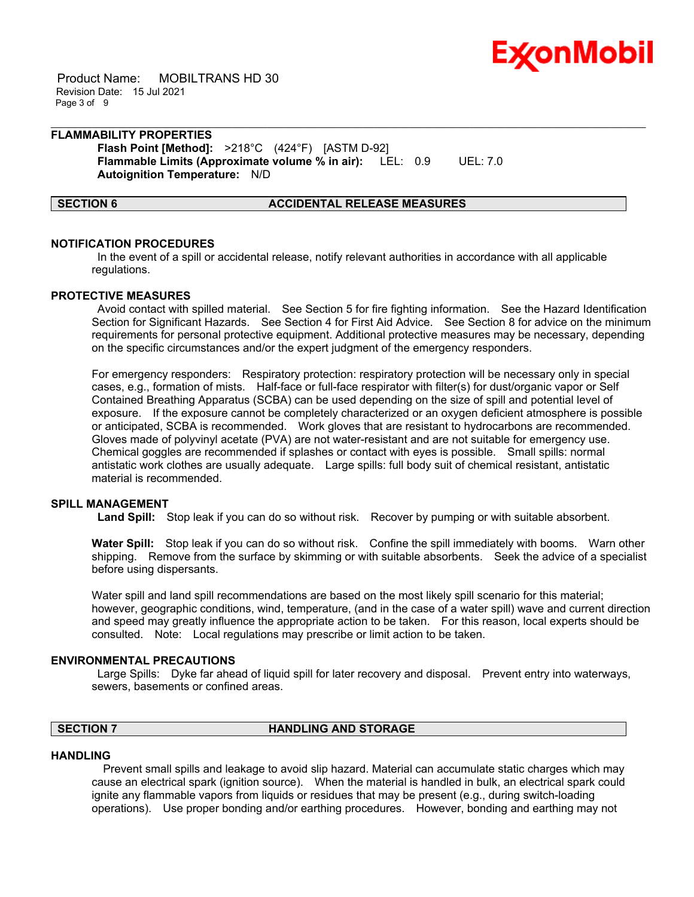### FLAMMABILITY PROPERTIES

**Flash Point [Method]:** >218°C (424°F) [ASTM D-92]
**Flammable Limits (Approximate volume % in air):** LEL: 0.9 UEL: 7.0
**Autoignition Temperature:** N/D

## SECTION 6 ACCIDENTAL RELEASE MEASURES

### NOTIFICATION PROCEDURES

In the event of a spill or accidental release, notify relevant authorities in accordance with all applicable regulations.

### PROTECTIVE MEASURES

Avoid contact with spilled material. See Section 5 for fire fighting information. See the Hazard Identification Section for Significant Hazards. See Section 4 for First Aid Advice. See Section 8 for advice on the minimum requirements for personal protective equipment. Additional protective measures may be necessary, depending on the specific circumstances and/or the expert judgment of the emergency responders.

For emergency responders: Respiratory protection: respiratory protection will be necessary only in special cases, e.g., formation of mists. Half-face or full-face respirator with filter(s) for dust/organic vapor or Self Contained Breathing Apparatus (SCBA) can be used depending on the size of spill and potential level of exposure. If the exposure cannot be completely characterized or an oxygen deficient atmosphere is possible or anticipated, SCBA is recommended. Work gloves that are resistant to hydrocarbons are recommended. Gloves made of polyvinyl acetate (PVA) are not water-resistant and are not suitable for emergency use. Chemical goggles are recommended if splashes or contact with eyes is possible. Small spills: normal antistatic work clothes are usually adequate. Large spills: full body suit of chemical resistant, antistatic material is recommended.

### SPILL MANAGEMENT

**Land Spill:** Stop leak if you can do so without risk. Recover by pumping or with suitable absorbent.

**Water Spill:** Stop leak if you can do so without risk. Confine the spill immediately with booms. Warn other shipping. Remove from the surface by skimming or with suitable absorbents. Seek the advice of a specialist before using dispersants.

Water spill and land spill recommendations are based on the most likely spill scenario for this material; however, geographic conditions, wind, temperature, (and in the case of a water spill) wave and current direction and speed may greatly influence the appropriate action to be taken. For this reason, local experts should be consulted. Note: Local regulations may prescribe or limit action to be taken.

### ENVIRONMENTAL PRECAUTIONS

Large Spills: Dyke far ahead of liquid spill for later recovery and disposal. Prevent entry into waterways, sewers, basements or confined areas.

## SECTION 7 HANDLING AND STORAGE

### HANDLING

Prevent small spills and leakage to avoid slip hazard. Material can accumulate static charges which may cause an electrical spark (ignition source). When the material is handled in bulk, an electrical spark could ignite any flammable vapors from liquids or residues that may be present (e.g., during switch-loading operations). Use proper bonding and/or earthing procedures. However, bonding and earthing may not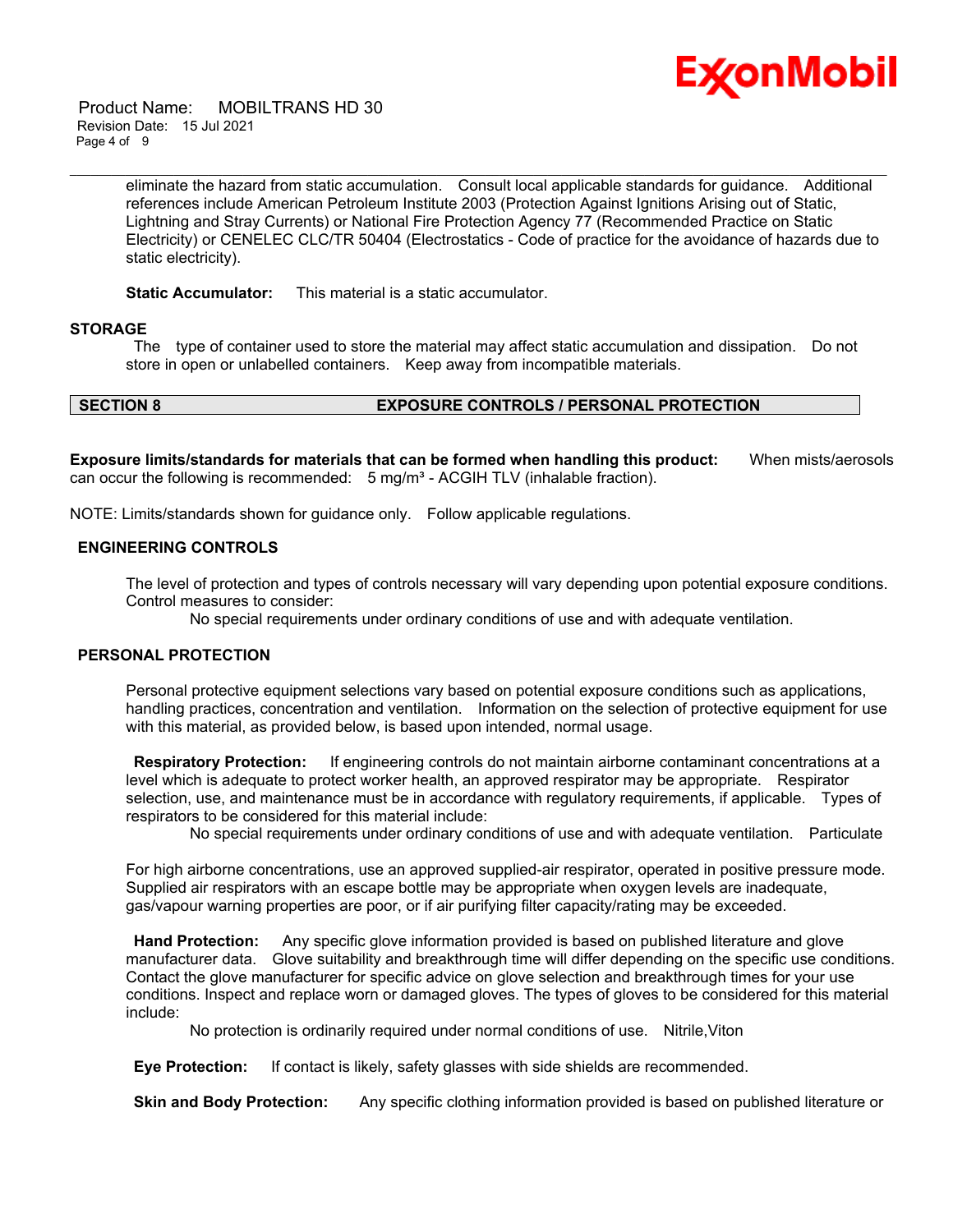eliminate the hazard from static accumulation. Consult local applicable standards for guidance. Additional references include American Petroleum Institute 2003 (Protection Against Ignitions Arising out of Static, Lightning and Stray Currents) or National Fire Protection Agency 77 (Recommended Practice on Static Electricity) or CENELEC CLC/TR 50404 (Electrostatics - Code of practice for the avoidance of hazards due to static electricity).

**Static Accumulator:** This material is a static accumulator.

## STORAGE

The type of container used to store the material may affect static accumulation and dissipation. Do not store in open or unlabelled containers. Keep away from incompatible materials.

## SECTION 8 EXPOSURE CONTROLS / PERSONAL PROTECTION

**Exposure limits/standards for materials that can be formed when handling this product:** When mists/aerosols can occur the following is recommended: 5 mg/m³ - ACGIH TLV (inhalable fraction).

NOTE: Limits/standards shown for guidance only. Follow applicable regulations.

### ENGINEERING CONTROLS

The level of protection and types of controls necessary will vary depending upon potential exposure conditions. Control measures to consider:

No special requirements under ordinary conditions of use and with adequate ventilation.

### PERSONAL PROTECTION

Personal protective equipment selections vary based on potential exposure conditions such as applications, handling practices, concentration and ventilation. Information on the selection of protective equipment for use with this material, as provided below, is based upon intended, normal usage.

**Respiratory Protection:** If engineering controls do not maintain airborne contaminant concentrations at a level which is adequate to protect worker health, an approved respirator may be appropriate. Respirator selection, use, and maintenance must be in accordance with regulatory requirements, if applicable. Types of respirators to be considered for this material include:

No special requirements under ordinary conditions of use and with adequate ventilation. Particulate

For high airborne concentrations, use an approved supplied-air respirator, operated in positive pressure mode. Supplied air respirators with an escape bottle may be appropriate when oxygen levels are inadequate, gas/vapour warning properties are poor, or if air purifying filter capacity/rating may be exceeded.

**Hand Protection:** Any specific glove information provided is based on published literature and glove manufacturer data. Glove suitability and breakthrough time will differ depending on the specific use conditions. Contact the glove manufacturer for specific advice on glove selection and breakthrough times for your use conditions. Inspect and replace worn or damaged gloves. The types of gloves to be considered for this material include:

No protection is ordinarily required under normal conditions of use. Nitrile,Viton

**Eye Protection:** If contact is likely, safety glasses with side shields are recommended.

**Skin and Body Protection:** Any specific clothing information provided is based on published literature or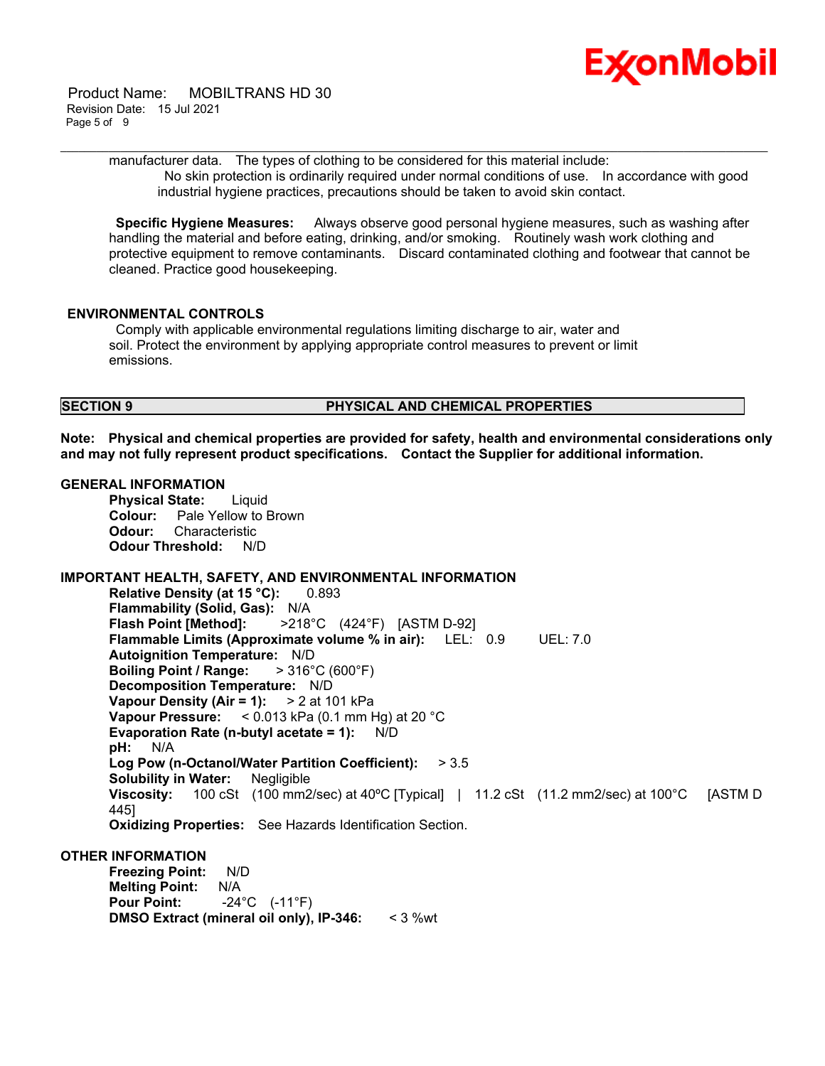manufacturer data. The types of clothing to be considered for this material include:

No skin protection is ordinarily required under normal conditions of use. In accordance with good industrial hygiene practices, precautions should be taken to avoid skin contact.

**Specific Hygiene Measures:** Always observe good personal hygiene measures, such as washing after handling the material and before eating, drinking, and/or smoking. Routinely wash work clothing and protective equipment to remove contaminants. Discard contaminated clothing and footwear that cannot be cleaned. Practice good housekeeping.

### ENVIRONMENTAL CONTROLS

Comply with applicable environmental regulations limiting discharge to air, water and soil. Protect the environment by applying appropriate control measures to prevent or limit emissions.

## SECTION 9 PHYSICAL AND CHEMICAL PROPERTIES

**Note: Physical and chemical properties are provided for safety, health and environmental considerations only and may not fully represent product specifications. Contact the Supplier for additional information.**

### GENERAL INFORMATION

**Physical State:** Liquid
**Colour:** Pale Yellow to Brown
**Odour:** Characteristic
**Odour Threshold:** N/D

### IMPORTANT HEALTH, SAFETY, AND ENVIRONMENTAL INFORMATION

**Relative Density (at 15 °C):** 0.893
**Flammability (Solid, Gas):** N/A
**Flash Point [Method]:** >218°C (424°F) [ASTM D-92]
**Flammable Limits (Approximate volume % in air):** LEL: 0.9 UEL: 7.0
**Autoignition Temperature:** N/D
**Boiling Point / Range:** > 316°C (600°F)
**Decomposition Temperature:** N/D
**Vapour Density (Air = 1):** > 2 at 101 kPa
**Vapour Pressure:** < 0.013 kPa (0.1 mm Hg) at 20 °C
**Evaporation Rate (n-butyl acetate = 1):** N/D
**pH:** N/A
**Log Pow (n-Octanol/Water Partition Coefficient):** > 3.5
**Solubility in Water:** Negligible
**Viscosity:** 100 cSt (100 mm2/sec) at 40ºC [Typical] | 11.2 cSt (11.2 mm2/sec) at 100°C [ASTM D 445]
**Oxidizing Properties:** See Hazards Identification Section.

### OTHER INFORMATION

**Freezing Point:** N/D
**Melting Point:** N/A
**Pour Point:** -24°C (-11°F)
**DMSO Extract (mineral oil only), IP-346:** < 3 %wt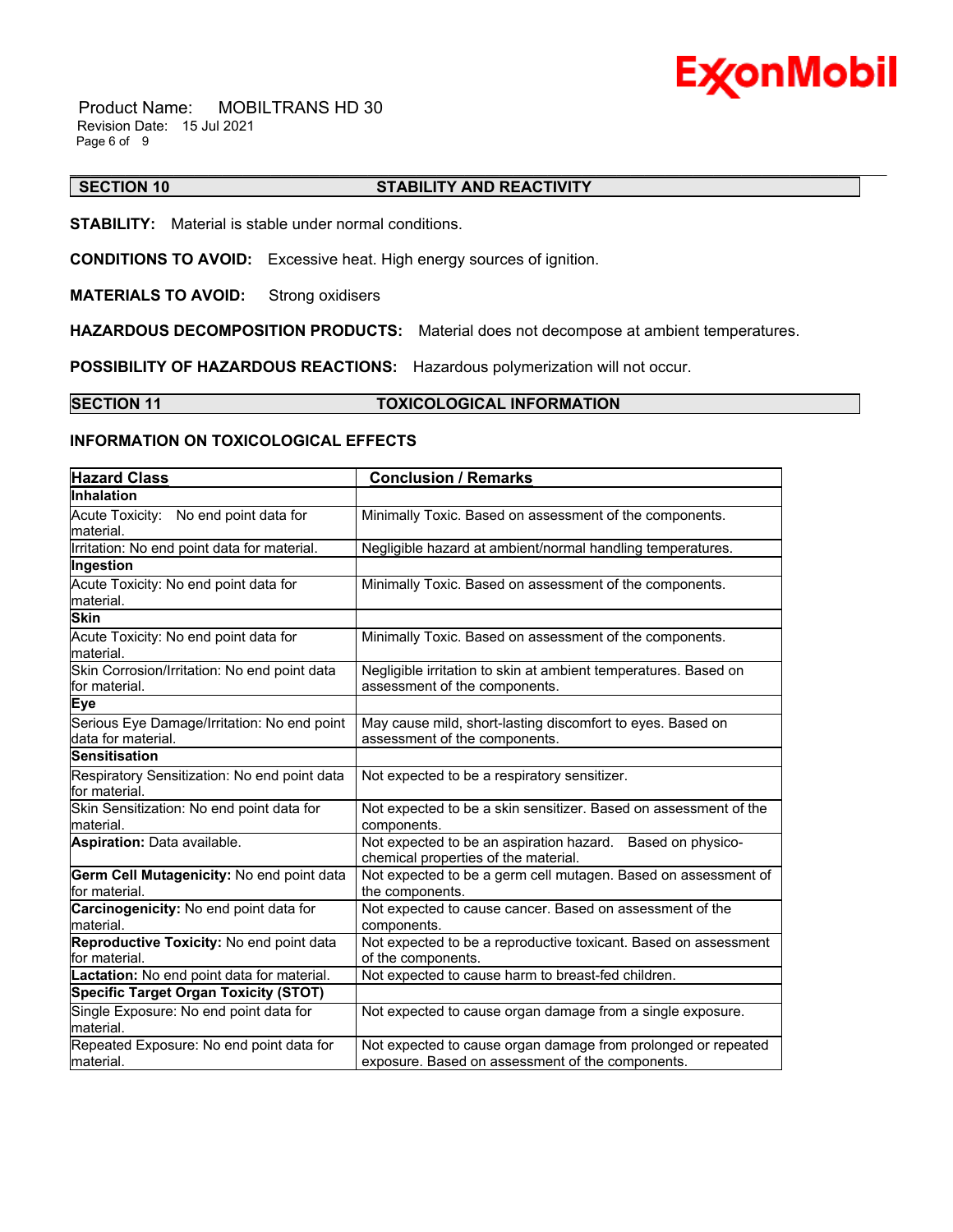## SECTION 10 STABILITY AND REACTIVITY

**STABILITY:** Material is stable under normal conditions.

**CONDITIONS TO AVOID:** Excessive heat. High energy sources of ignition.

**MATERIALS TO AVOID:** Strong oxidisers

**HAZARDOUS DECOMPOSITION PRODUCTS:** Material does not decompose at ambient temperatures.

**POSSIBILITY OF HAZARDOUS REACTIONS:** Hazardous polymerization will not occur.

## SECTION 11 TOXICOLOGICAL INFORMATION

### INFORMATION ON TOXICOLOGICAL EFFECTS

| Hazard Class | Conclusion / Remarks |
|---|---|
| **Inhalation** | |
| Acute Toxicity: No end point data for material. | Minimally Toxic. Based on assessment of the components. |
| Irritation: No end point data for material. | Negligible hazard at ambient/normal handling temperatures. |
| **Ingestion** | |
| Acute Toxicity: No end point data for material. | Minimally Toxic. Based on assessment of the components. |
| **Skin** | |
| Acute Toxicity: No end point data for material. | Minimally Toxic. Based on assessment of the components. |
| Skin Corrosion/Irritation: No end point data for material. | Negligible irritation to skin at ambient temperatures. Based on assessment of the components. |
| **Eye** | |
| Serious Eye Damage/Irritation: No end point data for material. | May cause mild, short-lasting discomfort to eyes. Based on assessment of the components. |
| **Sensitisation** | |
| Respiratory Sensitization: No end point data for material. | Not expected to be a respiratory sensitizer. |
| Skin Sensitization: No end point data for material. | Not expected to be a skin sensitizer. Based on assessment of the components. |
| **Aspiration:** Data available. | Not expected to be an aspiration hazard. Based on physico-chemical properties of the material. |
| **Germ Cell Mutagenicity:** No end point data for material. | Not expected to be a germ cell mutagen. Based on assessment of the components. |
| **Carcinogenicity:** No end point data for material. | Not expected to cause cancer. Based on assessment of the components. |
| **Reproductive Toxicity:** No end point data for material. | Not expected to be a reproductive toxicant. Based on assessment of the components. |
| **Lactation:** No end point data for material. | Not expected to cause harm to breast-fed children. |
| **Specific Target Organ Toxicity (STOT)** | |
| Single Exposure: No end point data for material. | Not expected to cause organ damage from a single exposure. |
| Repeated Exposure: No end point data for material. | Not expected to cause organ damage from prolonged or repeated exposure. Based on assessment of the components. |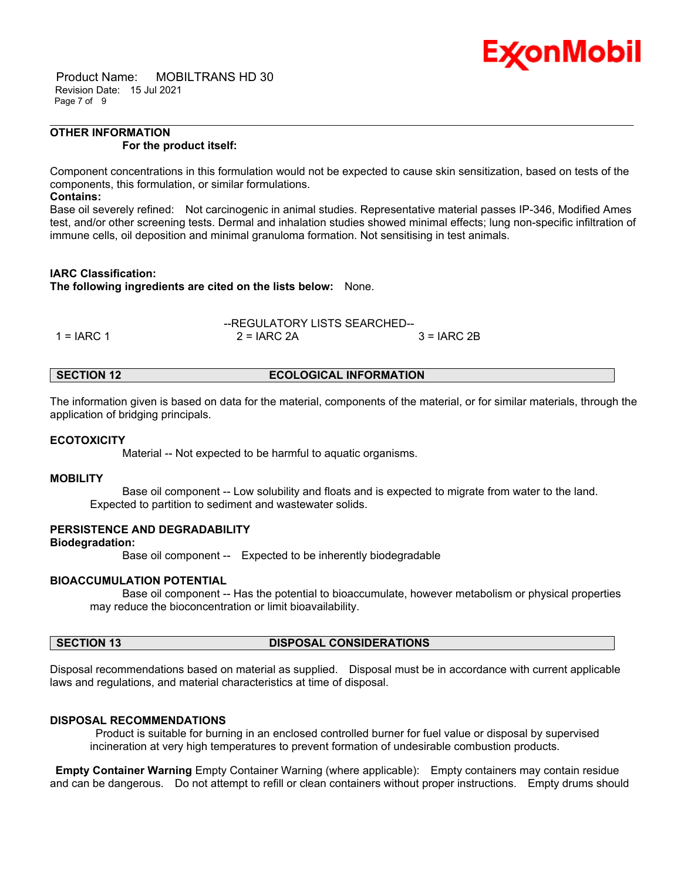### OTHER INFORMATION

**For the product itself:**

Component concentrations in this formulation would not be expected to cause skin sensitization, based on tests of the components, this formulation, or similar formulations.

**Contains:**

Base oil severely refined: Not carcinogenic in animal studies. Representative material passes IP-346, Modified Ames test, and/or other screening tests. Dermal and inhalation studies showed minimal effects; lung non-specific infiltration of immune cells, oil deposition and minimal granuloma formation. Not sensitising in test animals.

**IARC Classification:**

**The following ingredients are cited on the lists below:** None.

--REGULATORY LISTS SEARCHED--

| 1 = IARC 1 | 2 = IARC 2A | 3 = IARC 2B |
|---|---|---|

## SECTION 12 ECOLOGICAL INFORMATION

The information given is based on data for the material, components of the material, or for similar materials, through the application of bridging principals.

### ECOTOXICITY

Material -- Not expected to be harmful to aquatic organisms.

### MOBILITY

Base oil component -- Low solubility and floats and is expected to migrate from water to the land. Expected to partition to sediment and wastewater solids.

### PERSISTENCE AND DEGRADABILITY

**Biodegradation:**

Base oil component -- Expected to be inherently biodegradable

### BIOACCUMULATION POTENTIAL

Base oil component -- Has the potential to bioaccumulate, however metabolism or physical properties may reduce the bioconcentration or limit bioavailability.

## SECTION 13 DISPOSAL CONSIDERATIONS

Disposal recommendations based on material as supplied. Disposal must be in accordance with current applicable laws and regulations, and material characteristics at time of disposal.

### DISPOSAL RECOMMENDATIONS

Product is suitable for burning in an enclosed controlled burner for fuel value or disposal by supervised incineration at very high temperatures to prevent formation of undesirable combustion products.

**Empty Container Warning** Empty Container Warning (where applicable): Empty containers may contain residue and can be dangerous. Do not attempt to refill or clean containers without proper instructions. Empty drums should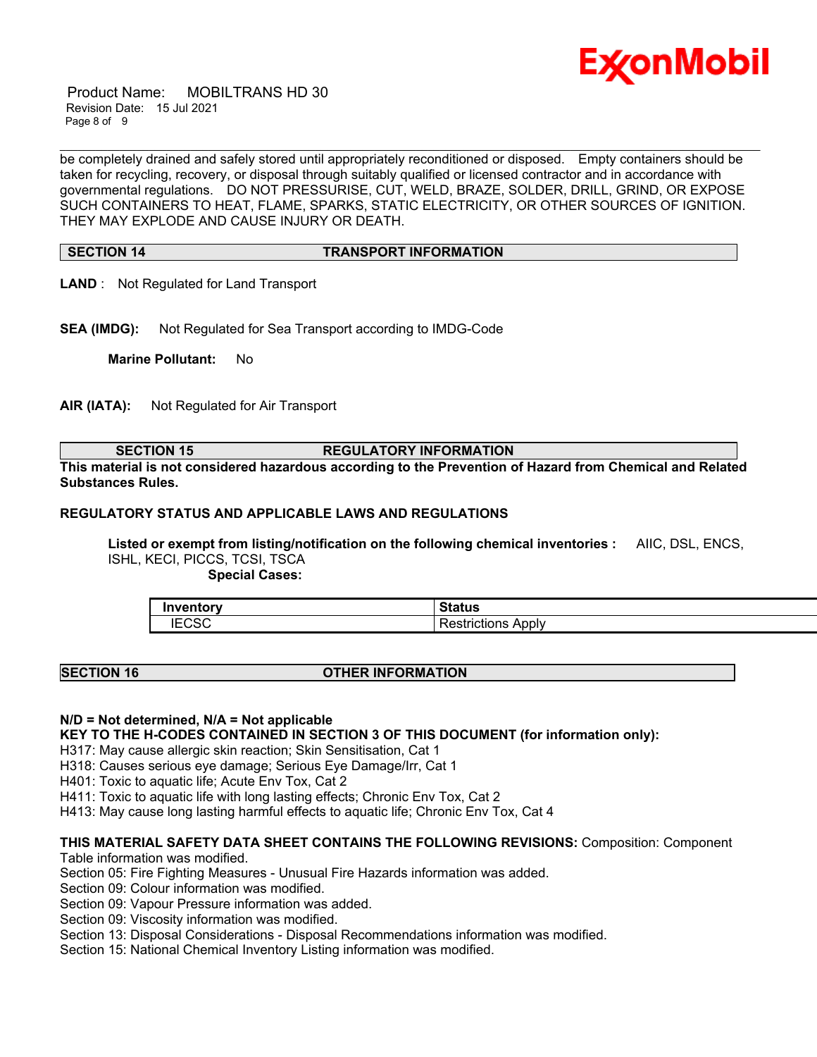be completely drained and safely stored until appropriately reconditioned or disposed. Empty containers should be taken for recycling, recovery, or disposal through suitably qualified or licensed contractor and in accordance with governmental regulations. DO NOT PRESSURISE, CUT, WELD, BRAZE, SOLDER, DRILL, GRIND, OR EXPOSE SUCH CONTAINERS TO HEAT, FLAME, SPARKS, STATIC ELECTRICITY, OR OTHER SOURCES OF IGNITION. THEY MAY EXPLODE AND CAUSE INJURY OR DEATH.

## SECTION 14 TRANSPORT INFORMATION

**LAND** : Not Regulated for Land Transport

**SEA (IMDG):** Not Regulated for Sea Transport according to IMDG-Code

**Marine Pollutant:** No

**AIR (IATA):** Not Regulated for Air Transport

## SECTION 15 REGULATORY INFORMATION

**This material is not considered hazardous according to the Prevention of Hazard from Chemical and Related Substances Rules.**

**REGULATORY STATUS AND APPLICABLE LAWS AND REGULATIONS**

**Listed or exempt from listing/notification on the following chemical inventories :** AIIC, DSL, ENCS, ISHL, KECI, PICCS, TCSI, TSCA

**Special Cases:**

| Inventory | Status |
|---|---|
| IECSC | Restrictions Apply |

## SECTION 16 OTHER INFORMATION

**N/D = Not determined, N/A = Not applicable**

**KEY TO THE H-CODES CONTAINED IN SECTION 3 OF THIS DOCUMENT (for information only):**

H317: May cause allergic skin reaction; Skin Sensitisation, Cat 1
H318: Causes serious eye damage; Serious Eye Damage/Irr, Cat 1
H401: Toxic to aquatic life; Acute Env Tox, Cat 2
H411: Toxic to aquatic life with long lasting effects; Chronic Env Tox, Cat 2
H413: May cause long lasting harmful effects to aquatic life; Chronic Env Tox, Cat 4

**THIS MATERIAL SAFETY DATA SHEET CONTAINS THE FOLLOWING REVISIONS:** Composition: Component Table information was modified.
Section 05: Fire Fighting Measures - Unusual Fire Hazards information was added.
Section 09: Colour information was modified.
Section 09: Vapour Pressure information was added.
Section 09: Viscosity information was modified.
Section 13: Disposal Considerations - Disposal Recommendations information was modified.
Section 15: National Chemical Inventory Listing information was modified.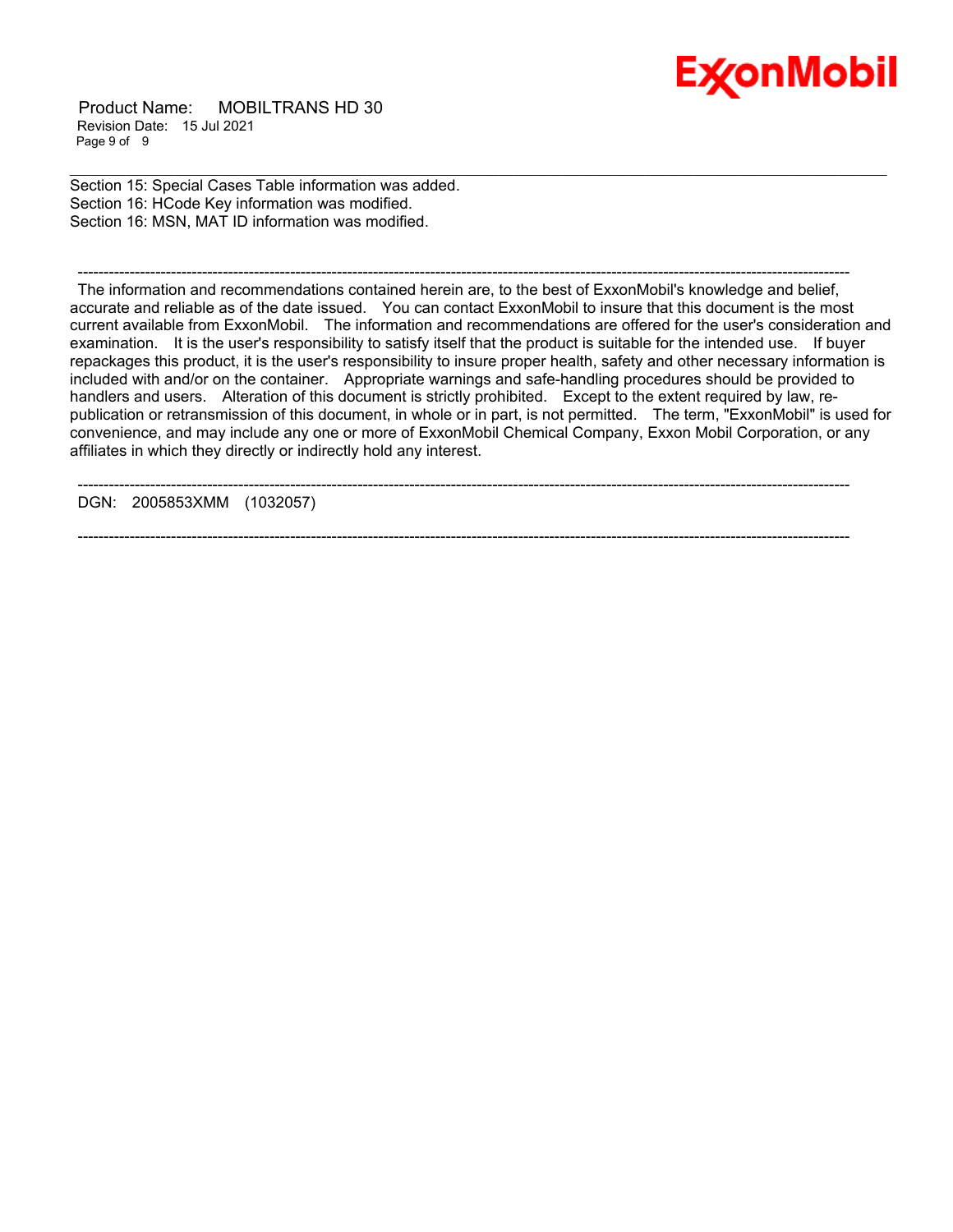Section 15: Special Cases Table information was added.
Section 16: HCode Key information was modified.
Section 16: MSN, MAT ID information was modified.

-----------------------------------------------------------------------------------------------------------------------------------------------

The information and recommendations contained herein are, to the best of ExxonMobil's knowledge and belief, accurate and reliable as of the date issued. You can contact ExxonMobil to insure that this document is the most current available from ExxonMobil. The information and recommendations are offered for the user's consideration and examination. It is the user's responsibility to satisfy itself that the product is suitable for the intended use. If buyer repackages this product, it is the user's responsibility to insure proper health, safety and other necessary information is included with and/or on the container. Appropriate warnings and safe-handling procedures should be provided to handlers and users. Alteration of this document is strictly prohibited. Except to the extent required by law, re-publication or retransmission of this document, in whole or in part, is not permitted. The term, "ExxonMobil" is used for convenience, and may include any one or more of ExxonMobil Chemical Company, Exxon Mobil Corporation, or any affiliates in which they directly or indirectly hold any interest.

-----------------------------------------------------------------------------------------------------------------------------------------------

DGN: 2005853XMM (1032057)

-----------------------------------------------------------------------------------------------------------------------------------------------